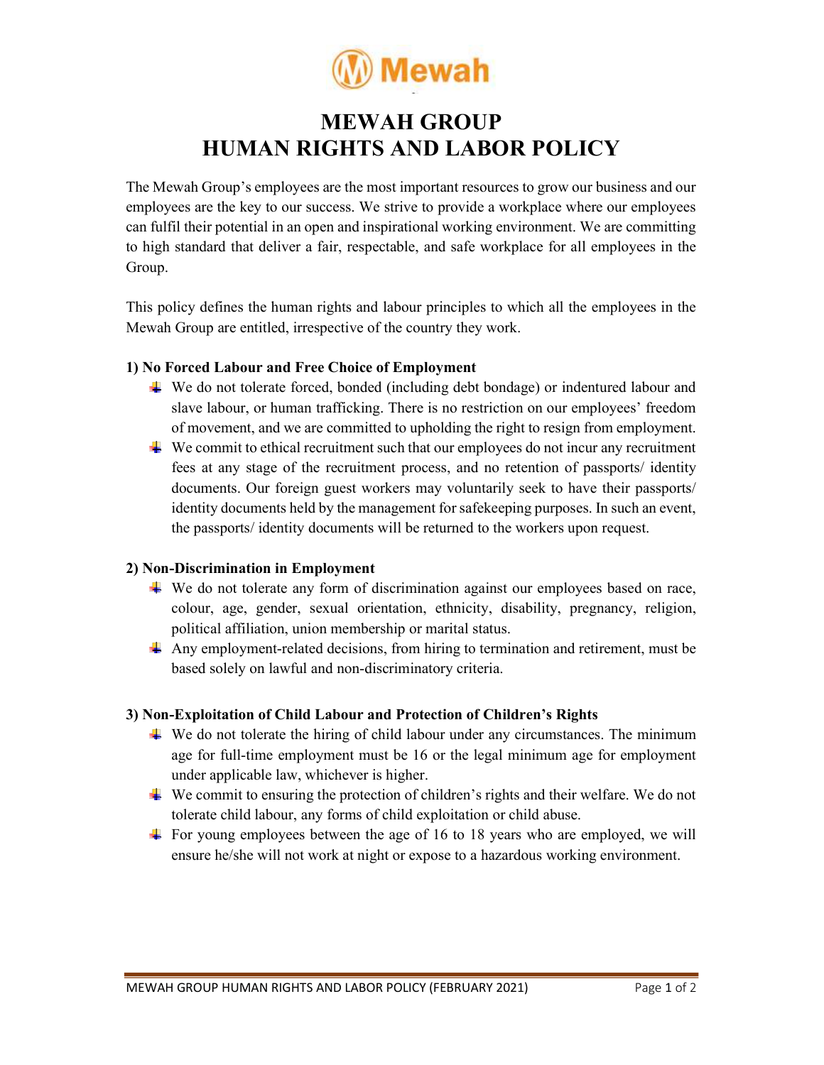# MEWAH GROUP
# HUMAN RIGHTS AND LABOR POLICY

The Mewah Group's employees are the most important resources to grow our business and our employees are the key to our success. We strive to provide a workplace where our employees can fulfil their potential in an open and inspirational working environment. We are committing to high standard that deliver a fair, respectable, and safe workplace for all employees in the Group.

This policy defines the human rights and labour principles to which all the employees in the Mewah Group are entitled, irrespective of the country they work.

### 1) No Forced Labour and Free Choice of Employment

- We do not tolerate forced, bonded (including debt bondage) or indentured labour and slave labour, or human trafficking. There is no restriction on our employees' freedom of movement, and we are committed to upholding the right to resign from employment.
- We commit to ethical recruitment such that our employees do not incur any recruitment fees at any stage of the recruitment process, and no retention of passports/ identity documents. Our foreign guest workers may voluntarily seek to have their passports/ identity documents held by the management for safekeeping purposes. In such an event, the passports/ identity documents will be returned to the workers upon request.

### 2) Non-Discrimination in Employment

- We do not tolerate any form of discrimination against our employees based on race, colour, age, gender, sexual orientation, ethnicity, disability, pregnancy, religion, political affiliation, union membership or marital status.
- Any employment-related decisions, from hiring to termination and retirement, must be based solely on lawful and non-discriminatory criteria.

### 3) Non-Exploitation of Child Labour and Protection of Children's Rights

- We do not tolerate the hiring of child labour under any circumstances. The minimum age for full-time employment must be 16 or the legal minimum age for employment under applicable law, whichever is higher.
- We commit to ensuring the protection of children's rights and their welfare. We do not tolerate child labour, any forms of child exploitation or child abuse.
- For young employees between the age of 16 to 18 years who are employed, we will ensure he/she will not work at night or expose to a hazardous working environment.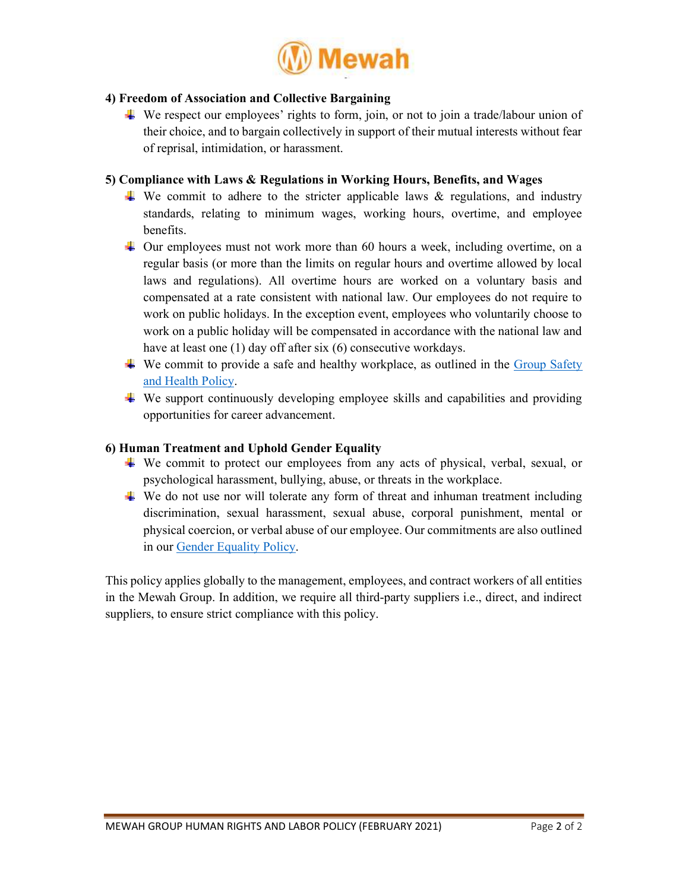**4) Freedom of Association and Collective Bargaining**

- We respect our employees' rights to form, join, or not to join a trade/labour union of their choice, and to bargain collectively in support of their mutual interests without fear of reprisal, intimidation, or harassment.

**5) Compliance with Laws & Regulations in Working Hours, Benefits, and Wages**

- We commit to adhere to the stricter applicable laws & regulations, and industry standards, relating to minimum wages, working hours, overtime, and employee benefits.
- Our employees must not work more than 60 hours a week, including overtime, on a regular basis (or more than the limits on regular hours and overtime allowed by local laws and regulations). All overtime hours are worked on a voluntary basis and compensated at a rate consistent with national law. Our employees do not require to work on public holidays. In the exception event, employees who voluntarily choose to work on a public holiday will be compensated in accordance with the national law and have at least one (1) day off after six (6) consecutive workdays.
- We commit to provide a safe and healthy workplace, as outlined in the Group Safety and Health Policy.
- We support continuously developing employee skills and capabilities and providing opportunities for career advancement.

**6) Human Treatment and Uphold Gender Equality**

- We commit to protect our employees from any acts of physical, verbal, sexual, or psychological harassment, bullying, abuse, or threats in the workplace.
- We do not use nor will tolerate any form of threat and inhuman treatment including discrimination, sexual harassment, sexual abuse, corporal punishment, mental or physical coercion, or verbal abuse of our employee. Our commitments are also outlined in our Gender Equality Policy.

This policy applies globally to the management, employees, and contract workers of all entities in the Mewah Group. In addition, we require all third-party suppliers i.e., direct, and indirect suppliers, to ensure strict compliance with this policy.